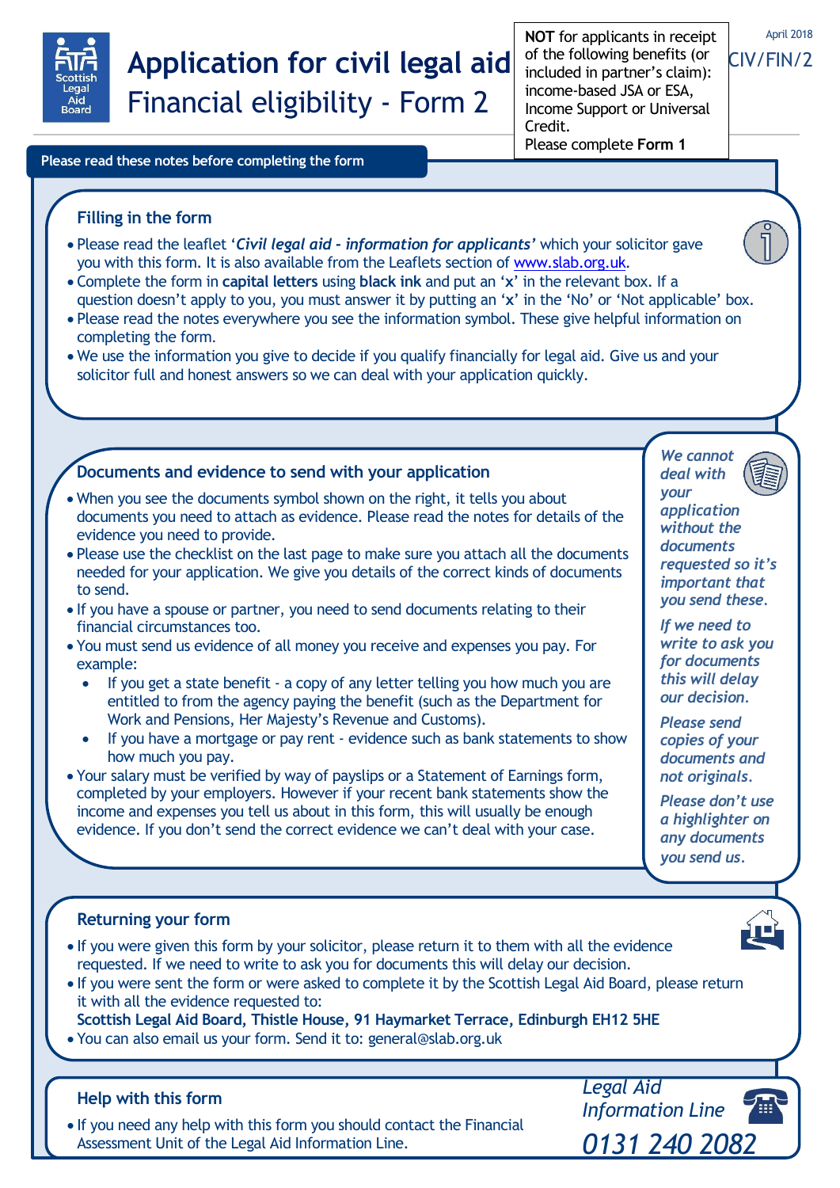Scottish Legal Aid Board

# Application for civil legal aid
## Financial eligibility - Form 2

**NOT** for applicants in receipt of the following benefits (or included in partner's claim): income-based JSA or ESA, Income Support or Universal Credit.
Please complete **Form 1**

April 2018
CIV/FIN/2

**Please read these notes before completing the form**

### Filling in the form

- Please read the leaflet '***Civil legal aid - information for applicants'*** which your solicitor gave you with this form. It is also available from the Leaflets section of www.slab.org.uk.
- Complete the form in **capital letters** using **black ink** and put an '**x**' in the relevant box. If a question doesn't apply to you, you must answer it by putting an '**x**' in the 'No' or 'Not applicable' box.
- Please read the notes everywhere you see the information symbol. These give helpful information on completing the form.
- We use the information you give to decide if you qualify financially for legal aid. Give us and your solicitor full and honest answers so we can deal with your application quickly.

### Documents and evidence to send with your application

- When you see the documents symbol shown on the right, it tells you about documents you need to attach as evidence. Please read the notes for details of the evidence you need to provide.
- Please use the checklist on the last page to make sure you attach all the documents needed for your application. We give you details of the correct kinds of documents to send.
- If you have a spouse or partner, you need to send documents relating to their financial circumstances too.
- You must send us evidence of all money you receive and expenses you pay. For example:
  - If you get a state benefit - a copy of any letter telling you how much you are entitled to from the agency paying the benefit (such as the Department for Work and Pensions, Her Majesty's Revenue and Customs).
  - If you have a mortgage or pay rent - evidence such as bank statements to show how much you pay.
- Your salary must be verified by way of payslips or a Statement of Earnings form, completed by your employers. However if your recent bank statements show the income and expenses you tell us about in this form, this will usually be enough evidence. If you don't send the correct evidence we can't deal with your case.

*We cannot deal with your application without the documents requested so it's important that you send these.*

*If we need to write to ask you for documents this will delay our decision.*

*Please send copies of your documents and not originals.*

*Please don't use a highlighter on any documents you send us.*

### Returning your form

- If you were given this form by your solicitor, please return it to them with all the evidence requested. If we need to write to ask you for documents this will delay our decision.
- If you were sent the form or were asked to complete it by the Scottish Legal Aid Board, please return it with all the evidence requested to:
  **Scottish Legal Aid Board, Thistle House, 91 Haymarket Terrace, Edinburgh EH12 5HE**
- You can also email us your form. Send it to: general@slab.org.uk

### Help with this form

- If you need any help with this form you should contact the Financial Assessment Unit of the Legal Aid Information Line.

*Legal Aid Information Line*
*0131 240 2082*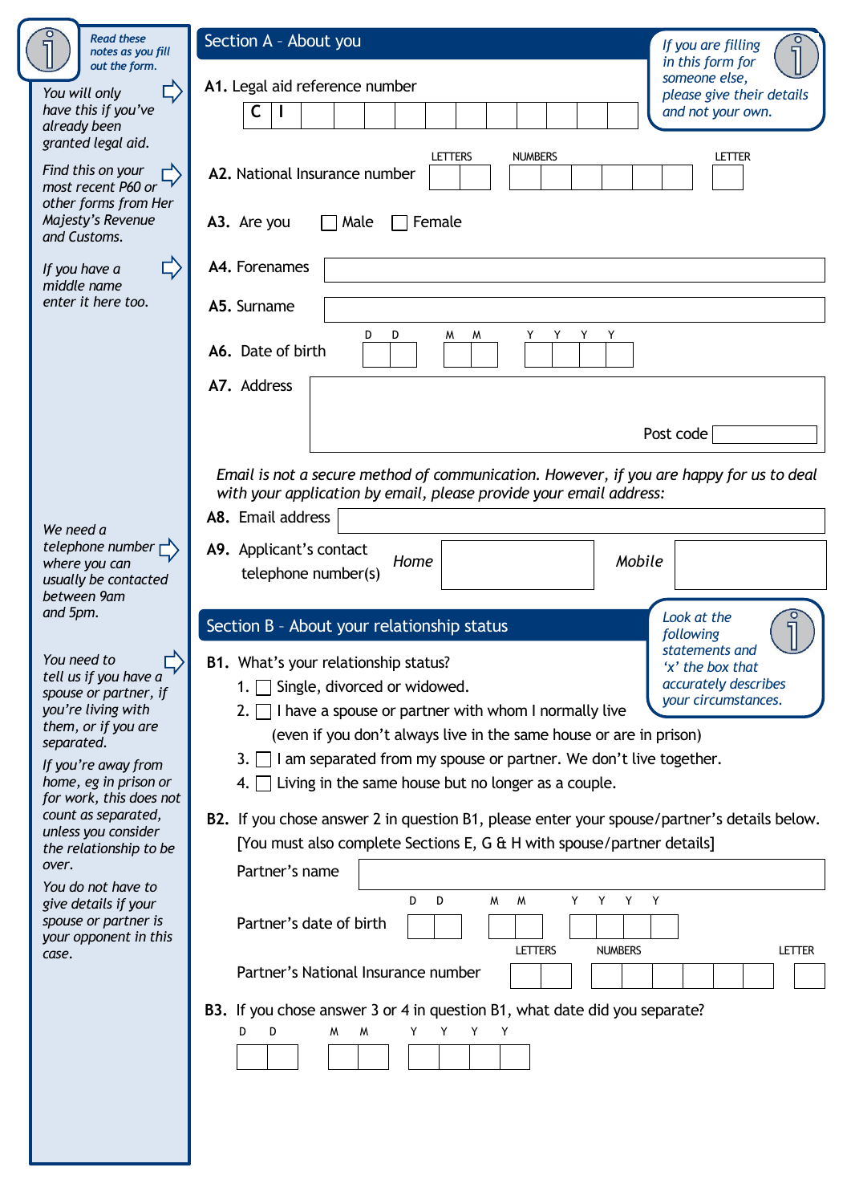*Read these notes as you fill out the form.*

## Section A – About you

*If you are filling in this form for someone else, please give their details and not your own.*

*You will only have this if you've already been granted legal aid.*

**A1.** Legal aid reference number

C I

*Find this on your most recent P60 or other forms from Her Majesty's Revenue and Customs.*

**A2.** National Insurance number — LETTERS | NUMBERS | LETTER

**A3.** Are you ☐ Male ☐ Female

*If you have a middle name enter it here too.*

**A4.** Forenames

**A5.** Surname

**A6.** Date of birth D D M M Y Y Y Y

**A7.** Address

Post code

*Email is not a secure method of communication. However, if you are happy for us to deal with your application by email, please provide your email address:*

**A8.** Email address

*We need a telephone number where you can usually be contacted between 9am and 5pm.*

**A9.** Applicant's contact telephone number(s) *Home* *Mobile*

## Section B – About your relationship status

*Look at the following statements and 'x' the box that accurately describes your circumstances.*

*You need to tell us if you have a spouse or partner, if you're living with them, or if you are separated.*

*If you're away from home, eg in prison or for work, this does not count as separated, unless you consider the relationship to be over.*

*You do not have to give details if your spouse or partner is your opponent in this case.*

**B1.** What's your relationship status?

1. ☐ Single, divorced or widowed.
2. ☐ I have a spouse or partner with whom I normally live (even if you don't always live in the same house or are in prison)
3. ☐ I am separated from my spouse or partner. We don't live together.
4. ☐ Living in the same house but no longer as a couple.

**B2.** If you chose answer 2 in question B1, please enter your spouse/partner's details below. [You must also complete Sections E, G & H with spouse/partner details]

Partner's name

Partner's date of birth D D M M Y Y Y Y

Partner's National Insurance number — LETTERS | NUMBERS | LETTER

**B3.** If you chose answer 3 or 4 in question B1, what date did you separate?

D D M M Y Y Y Y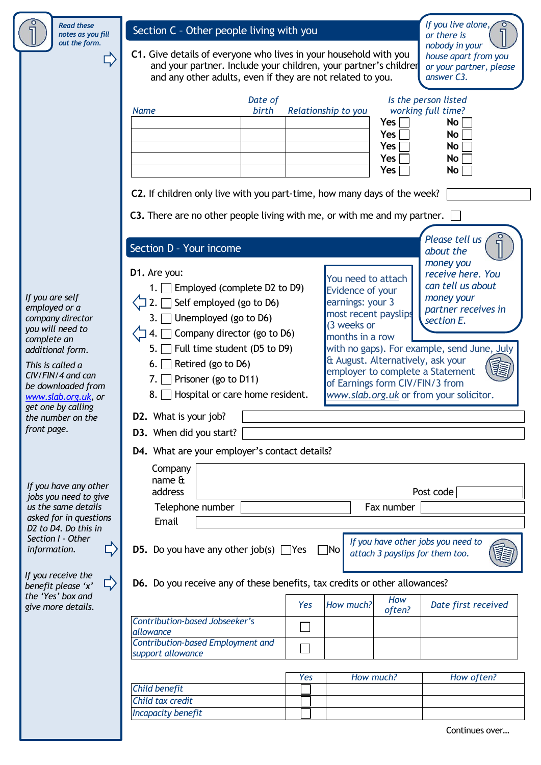*Read these notes as you fill out the form.*

## Section C – Other people living with you

*If you live alone, or there is nobody in your house apart from you or your partner, please answer C3.*

**C1.** Give details of everyone who lives in your household with you and your partner. Include your children, your partner's children and any other adults, even if they are not related to you.

| Name | Date of birth | Relationship to you | Is the person listed working full time? |
|---|---|---|---|
| | | | Yes ☐ No ☐ |
| | | | Yes ☐ No ☐ |
| | | | Yes ☐ No ☐ |
| | | | Yes ☐ No ☐ |
| | | | Yes ☐ No ☐ |

**C2.** If children only live with you part-time, how many days of the week?

**C3.** There are no other people living with me, or with me and my partner. ☐

## Section D - Your income

*Please tell us about the money you receive here. You can tell us about money your partner receives in section E.*

**D1.** Are you:

1. ☐ Employed (complete D2 to D9)
2. ☐ Self employed (go to D6)
3. ☐ Unemployed (go to D6)
4. ☐ Company director (go to D6)
5. ☐ Full time student (D5 to D9)
6. ☐ Retired (go to D6)
7. ☐ Prisoner (go to D11)
8. ☐ Hospital or care home resident.

*If you are self employed or a company director you will need to complete an additional form.*

*This is called a CIV/FIN/4 and can be downloaded from www.slab.org.uk, or get one by calling the number on the front page.*

You need to attach Evidence of your earnings: your 3 most recent payslips (3 weeks or months in a row with no gaps). For example, send June, July & August. Alternatively, ask your employer to complete a Statement of Earnings form CIV/FIN/3 from www.slab.org.uk or from your solicitor.

**D2.** What is your job?

**D3.** When did you start?

**D4.** What are your employer's contact details?

Company name & address

Post code

Telephone number

Fax number

Email

*If you have any other jobs you need to give us the same details asked for in questions D2 to D4. Do this in Section I - Other information.*

**D5.** Do you have any other job(s) ☐ Yes ☐ No

*If you have other jobs you need to attach 3 payslips for them too.*

*If you receive the benefit please 'x' the 'Yes' box and give more details.*

**D6.** Do you receive any of these benefits, tax credits or other allowances?

| | Yes | How much? | How often? | Date first received |
|---|---|---|---|---|
| *Contribution-based Jobseeker's allowance* | ☐ | | | |
| *Contribution-based Employment and support allowance* | ☐ | | | |

| | Yes | How much? | How often? |
|---|---|---|---|
| *Child benefit* | ☐ | | |
| *Child tax credit* | ☐ | | |
| *Incapacity benefit* | ☐ | | |

Continues over...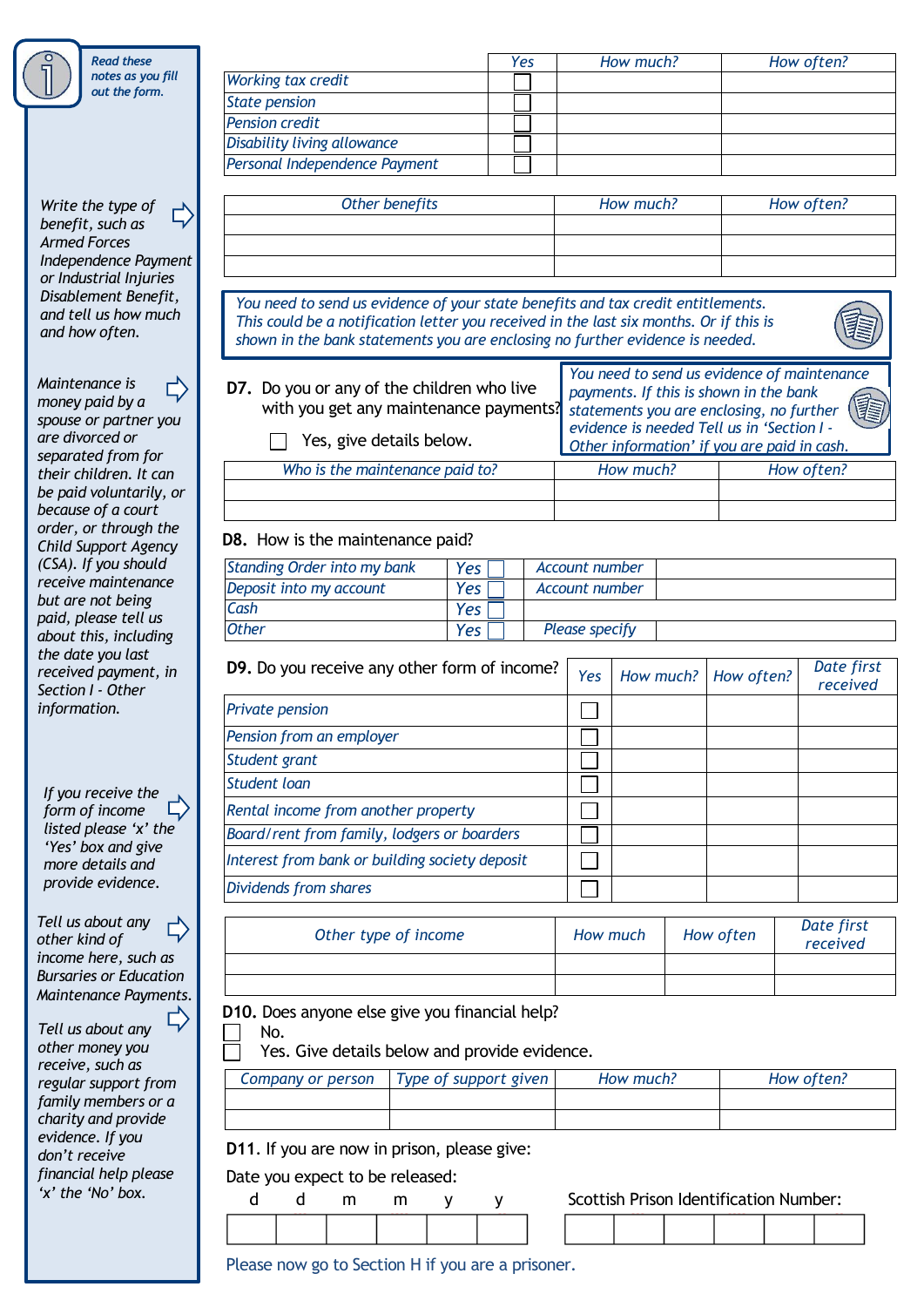*Read these notes as you fill out the form.*

| | Yes | How much? | How often? |
|---|---|---|---|
| Working tax credit | ☐ | | |
| State pension | ☐ | | |
| Pension credit | ☐ | | |
| Disability living allowance | ☐ | | |
| Personal Independence Payment | ☐ | | |

*Write the type of benefit, such as Armed Forces Independence Payment or Industrial Injuries Disablement Benefit, and tell us how much and how often.*

| Other benefits | How much? | How often? |
|---|---|---|
| | | |
| | | |
| | | |

*You need to send us evidence of your state benefits and tax credit entitlements. This could be a notification letter you received in the last six months. Or if this is shown in the bank statements you are enclosing no further evidence is needed.*

*Maintenance is money paid by a spouse or partner you are divorced or separated from for their children. It can be paid voluntarily, or because of a court order, or through the Child Support Agency (CSA). If you should receive maintenance but are not being paid, please tell us about this, including the date you last received payment, in Section I - Other information.*

**D7.** Do you or any of the children who live with you get any maintenance payments?

☐ Yes, give details below.

*You need to send us evidence of maintenance payments. If this is shown in the bank statements you are enclosing, no further evidence is needed Tell us in 'Section I - Other information' if you are paid in cash.*

| Who is the maintenance paid to? | How much? | How often? |
|---|---|---|
| | | |
| | | |

**D8.** How is the maintenance paid?

| | | | |
|---|---|---|---|
| Standing Order into my bank | Yes ☐ | Account number | |
| Deposit into my account | Yes ☐ | Account number | |
| Cash | Yes ☐ | | |
| Other | Yes ☐ | Please specify | |

*If you receive the form of income listed please 'x' the 'Yes' box and give more details and provide evidence.*

**D9.** Do you receive any other form of income?

| | Yes | How much? | How often? | Date first received |
|---|---|---|---|---|
| Private pension | ☐ | | | |
| Pension from an employer | ☐ | | | |
| Student grant | ☐ | | | |
| Student loan | ☐ | | | |
| Rental income from another property | ☐ | | | |
| Board/rent from family, lodgers or boarders | ☐ | | | |
| Interest from bank or building society deposit | ☐ | | | |
| Dividends from shares | ☐ | | | |

*Tell us about any other kind of income here, such as Bursaries or Education Maintenance Payments.*

| Other type of income | How much | How often | Date first received |
|---|---|---|---|
| | | | |
| | | | |

*Tell us about any other money you receive, such as regular support from family members or a charity and provide evidence. If you don't receive financial help please 'x' the 'No' box.*

**D10.** Does anyone else give you financial help?

☐ No.

☐ Yes. Give details below and provide evidence.

| Company or person | Type of support given | How much? | How often? |
|---|---|---|---|
| | | | |
| | | | |

**D11.** If you are now in prison, please give:

Date you expect to be released:

| d | d | m | m | y | y |
|---|---|---|---|---|---|
| | | | | | |

Scottish Prison Identification Number:

| | | | | | |
|---|---|---|---|---|---|
| | | | | | |

Please now go to Section H if you are a prisoner.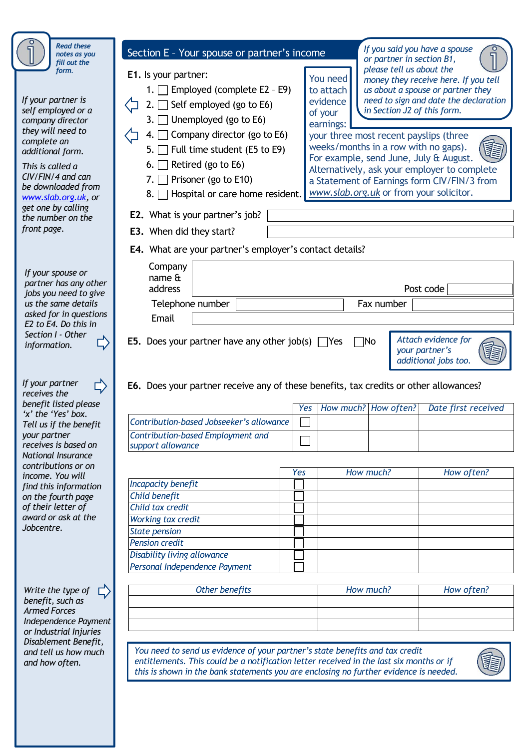*Read these notes as you fill out the form.*

*If your partner is self employed or a company director they will need to complete an additional form.*

*This is called a CIV/FIN/4 and can be downloaded from www.slab.org.uk, or get one by calling the number on the front page.*

## Section E – Your spouse or partner's income

*If you said you have a spouse or partner in section B1, please tell us about the money they receive here. If you tell us about a spouse or partner they need to sign and date the declaration in Section J2 of this form.*

**E1.** Is your partner:

1. ☐ Employed (complete E2 – E9)
2. ☐ Self employed (go to E6)
3. ☐ Unemployed (go to E6)
4. ☐ Company director (go to E6)
5. ☐ Full time student (E5 to E9)
6. ☐ Retired (go to E6)
7. ☐ Prisoner (go to E10)
8. ☐ Hospital or care home resident.

You need to attach evidence of your earnings: your three most recent payslips (three weeks/months in a row with no gaps). For example, send June, July & August. Alternatively, ask your employer to complete a Statement of Earnings form CIV/FIN/3 from www.slab.org.uk or from your solicitor.

**E2.** What is your partner's job? ____________________

**E3.** When did they start? ____________________

**E4.** What are your partner's employer's contact details?

Company name & address ____________________ Post code __________

Telephone number __________ Fax number __________

Email ____________________

*If your spouse or partner has any other jobs you need to give us the same details asked for in questions E2 to E4. Do this in Section I - Other information.*

**E5.** Does your partner have any other job(s) ☐ Yes ☐ No

*Attach evidence for your partner's additional jobs too.*

*If your partner receives the benefit listed please 'x' the 'Yes' box. Tell us if the benefit your partner receives is based on National Insurance contributions or on income. You will find this information on the fourth page of their letter of award or ask at the Jobcentre.*

**E6.** Does your partner receive any of these benefits, tax credits or other allowances?

| | Yes | How much? | How often? | Date first received |
|---|---|---|---|---|
| *Contribution-based Jobseeker's allowance* | ☐ | | | |
| *Contribution-based Employment and support allowance* | ☐ | | | |

| | Yes | How much? | How often? |
|---|---|---|---|
| *Incapacity benefit* | ☐ | | |
| *Child benefit* | ☐ | | |
| *Child tax credit* | ☐ | | |
| *Working tax credit* | ☐ | | |
| *State pension* | ☐ | | |
| *Pension credit* | ☐ | | |
| *Disability living allowance* | ☐ | | |
| *Personal Independence Payment* | ☐ | | |

*Write the type of benefit, such as Armed Forces Independence Payment or Industrial Injuries Disablement Benefit, and tell us how much and how often.*

| *Other benefits* | *How much?* | *How often?* |
|---|---|---|
| | | |
| | | |
| | | |

*You need to send us evidence of your partner's state benefits and tax credit entitlements. This could be a notification letter received in the last six months or if this is shown in the bank statements you are enclosing no further evidence is needed.*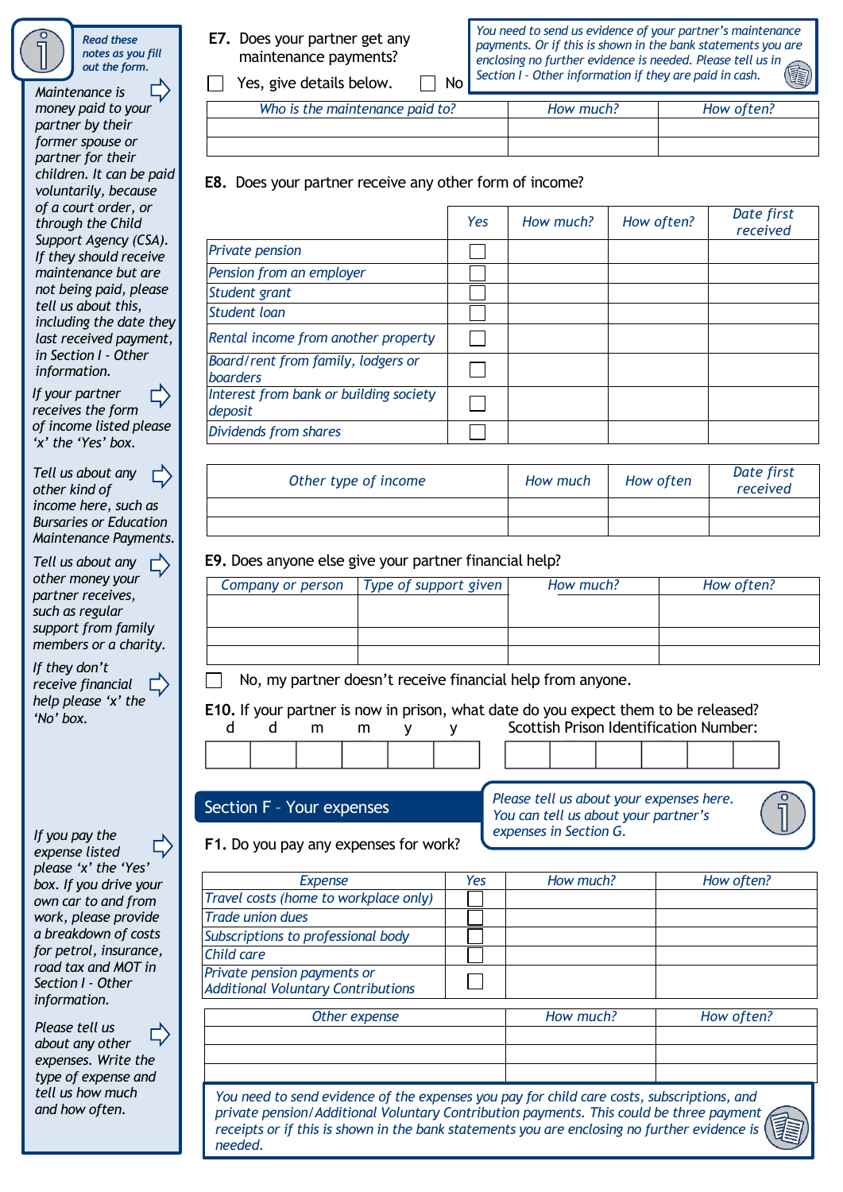Read these notes as you fill out the form.

*Maintenance is money paid to your partner by their former spouse or partner for their children. It can be paid voluntarily, because of a court order, or through the Child Support Agency (CSA). If they should receive maintenance but are not being paid, please tell us about this, including the date they last received payment, in Section I - Other information.*

**E7.** Does your partner get any maintenance payments?

☐ Yes, give details below. ☐ No

*You need to send us evidence of your partner's maintenance payments. Or if this is shown in the bank statements you are enclosing no further evidence is needed. Please tell us in Section I - Other information if they are paid in cash.*

| Who is the maintenance paid to? | How much? | How often? |
|---|---|---|
| | | |
| | | |

*If your partner receives the form of income listed please 'x' the 'Yes' box.*

**E8.** Does your partner receive any other form of income?

| | Yes | How much? | How often? | Date first received |
|---|---|---|---|---|
| Private pension | ☐ | | | |
| Pension from an employer | ☐ | | | |
| Student grant | ☐ | | | |
| Student loan | ☐ | | | |
| Rental income from another property | ☐ | | | |
| Board/rent from family, lodgers or boarders | ☐ | | | |
| Interest from bank or building society deposit | ☐ | | | |
| Dividends from shares | ☐ | | | |

*Tell us about any other kind of income here, such as Bursaries or Education Maintenance Payments.*

| Other type of income | How much | How often | Date first received |
|---|---|---|---|
| | | | |
| | | | |

*Tell us about any other money your partner receives, such as regular support from family members or a charity.*

**E9.** Does anyone else give your partner financial help?

| Company or person | Type of support given | How much? | How often? |
|---|---|---|---|
| | | | |
| | | | |
| | | | |

*If they don't receive financial help please 'x' the 'No' box.*

☐ No, my partner doesn't receive financial help from anyone.

**E10.** If your partner is now in prison, what date do you expect them to be released?

d d m m y y: ☐☐☐☐☐☐

Scottish Prison Identification Number: ☐☐☐☐☐☐

## Section F - Your expenses

*Please tell us about your expenses here. You can tell us about your partner's expenses in Section G.*

*If you pay the expense listed please 'x' the 'Yes' box. If you drive your own car to and from work, please provide a breakdown of costs for petrol, insurance, road tax and MOT in Section I - Other information.*

**F1.** Do you pay any expenses for work?

| Expense | Yes | How much? | How often? |
|---|---|---|---|
| Travel costs (home to workplace only) | ☐ | | |
| Trade union dues | ☐ | | |
| Subscriptions to professional body | ☐ | | |
| Child care | ☐ | | |
| Private pension payments or Additional Voluntary Contributions | ☐ | | |

*Please tell us about any other expenses. Write the type of expense and tell us how much and how often.*

| Other expense | How much? | How often? |
|---|---|---|
| | | |
| | | |

*You need to send evidence of the expenses you pay for child care costs, subscriptions, and private pension/Additional Voluntary Contribution payments. This could be three payment receipts or if this is shown in the bank statements you are enclosing no further evidence is needed.*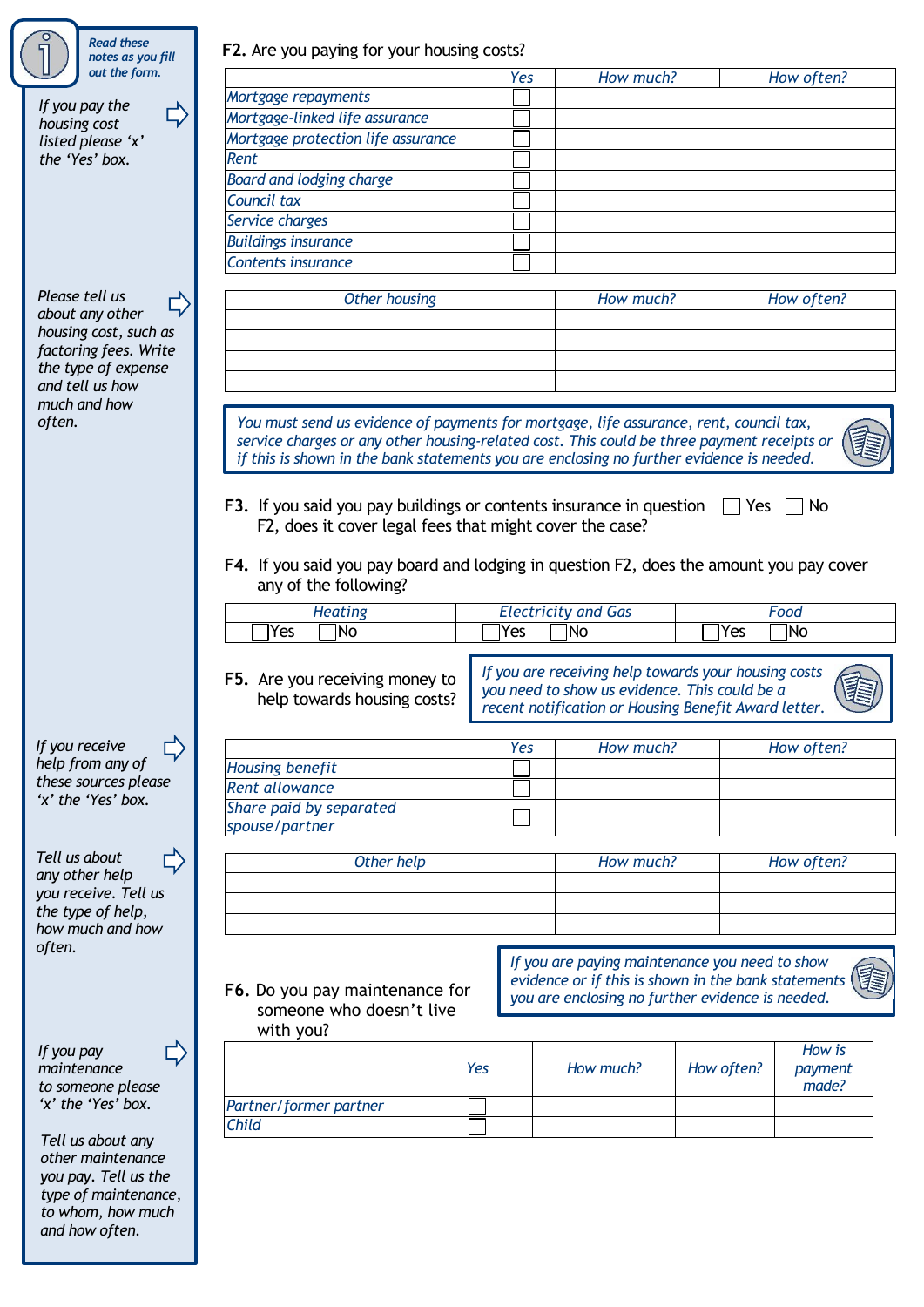*Read these notes as you fill out the form.*

*If you pay the housing cost listed please 'x' the 'Yes' box.*

**F2.** Are you paying for your housing costs?

| | Yes | How much? | How often? |
|---|---|---|---|
| Mortgage repayments | ☐ | | |
| Mortgage-linked life assurance | ☐ | | |
| Mortgage protection life assurance | ☐ | | |
| Rent | ☐ | | |
| Board and lodging charge | ☐ | | |
| Council tax | ☐ | | |
| Service charges | ☐ | | |
| Buildings insurance | ☐ | | |
| Contents insurance | ☐ | | |

*Please tell us about any other housing cost, such as factoring fees. Write the type of expense and tell us how much and how often.*

| Other housing | How much? | How often? |
|---|---|---|
| | | |
| | | |
| | | |
| | | |

*You must send us evidence of payments for mortgage, life assurance, rent, council tax, service charges or any other housing-related cost. This could be three payment receipts or if this is shown in the bank statements you are enclosing no further evidence is needed.*

**F3.** If you said you pay buildings or contents insurance in question F2, does it cover legal fees that might cover the case? ☐ Yes ☐ No

**F4.** If you said you pay board and lodging in question F2, does the amount you pay cover any of the following?

| Heating | Electricity and Gas | Food |
|---|---|---|
| ☐ Yes ☐ No | ☐ Yes ☐ No | ☐ Yes ☐ No |

**F5.** Are you receiving money to help towards housing costs?

*If you are receiving help towards your housing costs you need to show us evidence. This could be a recent notification or Housing Benefit Award letter.*

*If you receive help from any of these sources please 'x' the 'Yes' box.*

| | Yes | How much? | How often? |
|---|---|---|---|
| Housing benefit | ☐ | | |
| Rent allowance | ☐ | | |
| Share paid by separated spouse/partner | ☐ | | |

*Tell us about any other help you receive. Tell us the type of help, how much and how often.*

| Other help | How much? | How often? |
|---|---|---|
| | | |
| | | |
| | | |

**F6.** Do you pay maintenance for someone who doesn't live with you?

*If you are paying maintenance you need to show evidence or if this is shown in the bank statements you are enclosing no further evidence is needed.*

*If you pay maintenance to someone please 'x' the 'Yes' box.*

| | Yes | How much? | How often? | How is payment made? |
|---|---|---|---|---|
| Partner/former partner | ☐ | | | |
| Child | ☐ | | | |

*Tell us about any other maintenance you pay. Tell us the type of maintenance, to whom, how much and how often.*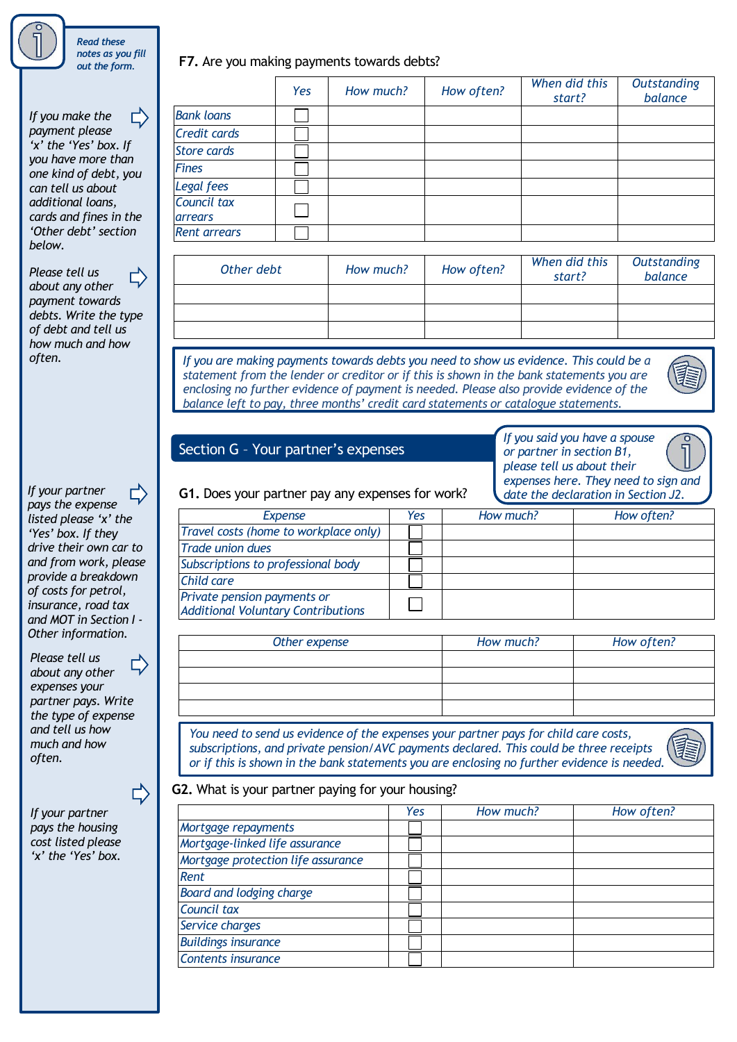*Read these notes as you fill out the form.*

*If you make the payment please 'x' the 'Yes' box. If you have more than one kind of debt, you can tell us about additional loans, cards and fines in the 'Other debt' section below.*

**F7.** Are you making payments towards debts?

| | Yes | How much? | How often? | When did this start? | Outstanding balance |
|---|---|---|---|---|---|
| Bank loans | ☐ | | | | |
| Credit cards | ☐ | | | | |
| Store cards | ☐ | | | | |
| Fines | ☐ | | | | |
| Legal fees | ☐ | | | | |
| Council tax arrears | ☐ | | | | |
| Rent arrears | ☐ | | | | |

*Please tell us about any other payment towards debts. Write the type of debt and tell us how much and how often.*

| Other debt | How much? | How often? | When did this start? | Outstanding balance |
|---|---|---|---|---|
| | | | | |
| | | | | |
| | | | | |

*If you are making payments towards debts you need to show us evidence. This could be a statement from the lender or creditor or if this is shown in the bank statements you are enclosing no further evidence of payment is needed. Please also provide evidence of the balance left to pay, three months' credit card statements or catalogue statements.*

## Section G – Your partner's expenses

*If you said you have a spouse or partner in section B1, please tell us about their expenses here. They need to sign and date the declaration in Section J2.*

*If your partner pays the expense listed please 'x' the 'Yes' box. If they drive their own car to and from work, please provide a breakdown of costs for petrol, insurance, road tax and MOT in Section I - Other information.*

**G1.** Does your partner pay any expenses for work?

| Expense | Yes | How much? | How often? |
|---|---|---|---|
| Travel costs (home to workplace only) | ☐ | | |
| Trade union dues | ☐ | | |
| Subscriptions to professional body | ☐ | | |
| Child care | ☐ | | |
| Private pension payments or Additional Voluntary Contributions | ☐ | | |

*Please tell us about any other expenses your partner pays. Write the type of expense and tell us how much and how often.*

| Other expense | How much? | How often? |
|---|---|---|
| | | |
| | | |
| | | |
| | | |

*You need to send us evidence of the expenses your partner pays for child care costs, subscriptions, and private pension/AVC payments declared. This could be three receipts or if this is shown in the bank statements you are enclosing no further evidence is needed.*

*If your partner pays the housing cost listed please 'x' the 'Yes' box.*

**G2.** What is your partner paying for your housing?

| | Yes | How much? | How often? |
|---|---|---|---|
| Mortgage repayments | ☐ | | |
| Mortgage-linked life assurance | ☐ | | |
| Mortgage protection life assurance | ☐ | | |
| Rent | ☐ | | |
| Board and lodging charge | ☐ | | |
| Council tax | ☐ | | |
| Service charges | ☐ | | |
| Buildings insurance | ☐ | | |
| Contents insurance | ☐ | | |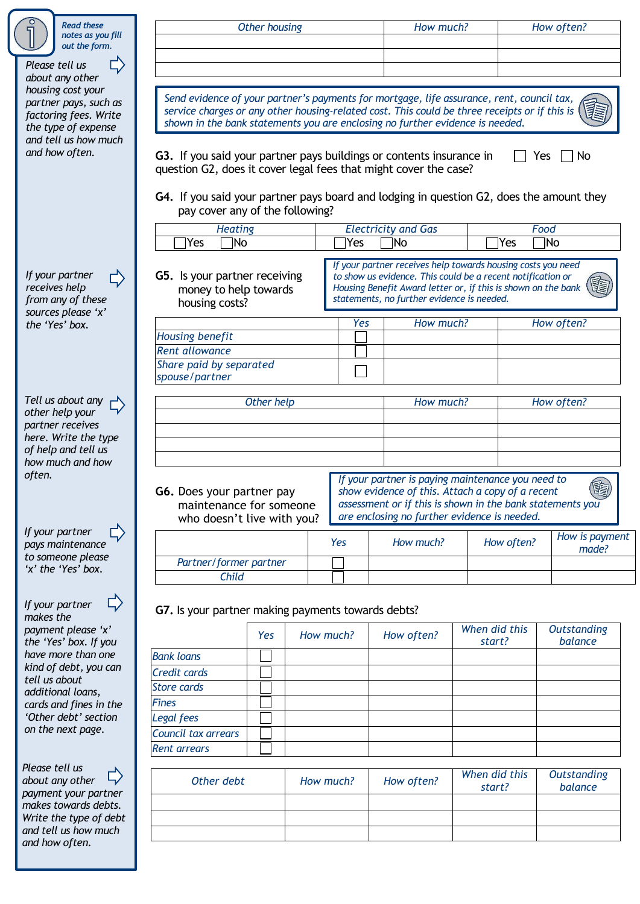*Read these notes as you fill out the form.*

*Please tell us about any other housing cost your partner pays, such as factoring fees. Write the type of expense and tell us how much and how often.*

| Other housing | How much? | How often? |
|---|---|---|
| | | |
| | | |
| | | |

*Send evidence of your partner's payments for mortgage, life assurance, rent, council tax, service charges or any other housing-related cost. This could be three receipts or if this is shown in the bank statements you are enclosing no further evidence is needed.*

**G3.** If you said your partner pays buildings or contents insurance in question G2, does it cover legal fees that might cover the case? ☐ Yes ☐ No

**G4.** If you said your partner pays board and lodging in question G2, does the amount they pay cover any of the following?

| Heating | Electricity and Gas | Food |
|---|---|---|
| ☐ Yes ☐ No | ☐ Yes ☐ No | ☐ Yes ☐ No |

*If your partner receives help from any of these sources please 'x' the 'Yes' box.*

**G5.** Is your partner receiving money to help towards housing costs?

*If your partner receives help towards housing costs you need to show us evidence. This could be a recent notification or Housing Benefit Award letter or, if this is shown on the bank statements, no further evidence is needed.*

| | Yes | How much? | How often? |
|---|---|---|---|
| Housing benefit | ☐ | | |
| Rent allowance | ☐ | | |
| Share paid by separated spouse/partner | ☐ | | |

*Tell us about any other help your partner receives here. Write the type of help and tell us how much and how often.*

| Other help | How much? | How often? |
|---|---|---|
| | | |
| | | |
| | | |
| | | |

*If your partner pays maintenance to someone please 'x' the 'Yes' box.*

**G6.** Does your partner pay maintenance for someone who doesn't live with you?

*If your partner is paying maintenance you need to show evidence of this. Attach a copy of a recent assessment or if this is shown in the bank statements you are enclosing no further evidence is needed.*

| | Yes | How much? | How often? | How is payment made? |
|---|---|---|---|---|
| Partner/former partner | ☐ | | | |
| Child | ☐ | | | |

*If your partner makes the payment please 'x' the 'Yes' box. If you have more than one kind of debt, you can tell us about additional loans, cards and fines in the 'Other debt' section on the next page.*

**G7.** Is your partner making payments towards debts?

| | Yes | How much? | How often? | When did this start? | Outstanding balance |
|---|---|---|---|---|---|
| Bank loans | ☐ | | | | |
| Credit cards | ☐ | | | | |
| Store cards | ☐ | | | | |
| Fines | ☐ | | | | |
| Legal fees | ☐ | | | | |
| Council tax arrears | ☐ | | | | |
| Rent arrears | ☐ | | | | |

*Please tell us about any other payment your partner makes towards debts. Write the type of debt and tell us how much and how often.*

| Other debt | How much? | How often? | When did this start? | Outstanding balance |
|---|---|---|---|---|
| | | | | |
| | | | | |
| | | | | |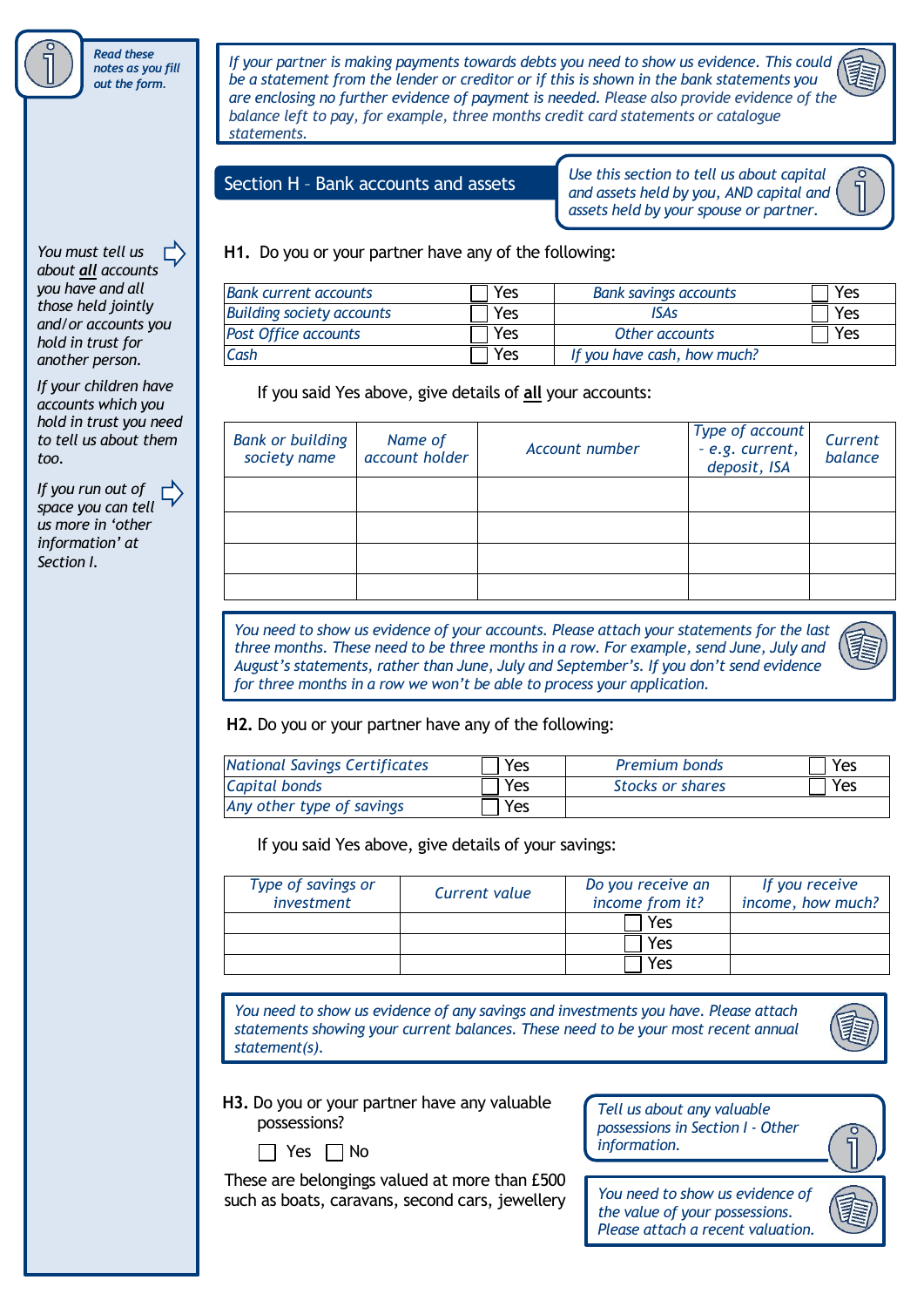*Read these notes as you fill out the form.*

*If your partner is making payments towards debts you need to show us evidence. This could be a statement from the lender or creditor or if this is shown in the bank statements you are enclosing no further evidence of payment is needed. Please also provide evidence of the balance left to pay, for example, three months credit card statements or catalogue statements.*

## Section H – Bank accounts and assets

*Use this section to tell us about capital and assets held by you, AND capital and assets held by your spouse or partner.*

*You must tell us about **all** accounts you have and all those held jointly and/or accounts you hold in trust for another person.*

*If your children have accounts which you hold in trust you need to tell us about them too.*

*If you run out of space you can tell us more in 'other information' at Section I.*

**H1.** Do you or your partner have any of the following:

| | | | |
|---|---|---|---|
| *Bank current accounts* | ☐ Yes | *Bank savings accounts* | ☐ Yes |
| *Building society accounts* | ☐ Yes | *ISAs* | ☐ Yes |
| *Post Office accounts* | ☐ Yes | *Other accounts* | ☐ Yes |
| *Cash* | ☐ Yes | *If you have cash, how much?* | |

If you said Yes above, give details of **all** your accounts:

| *Bank or building society name* | *Name of account holder* | *Account number* | *Type of account – e.g. current, deposit, ISA* | *Current balance* |
|---|---|---|---|---|
| | | | | |
| | | | | |
| | | | | |
| | | | | |

*You need to show us evidence of your accounts. Please attach your statements for the last three months. These need to be three months in a row. For example, send June, July and August's statements, rather than June, July and September's. If you don't send evidence for three months in a row we won't be able to process your application.*

**H2.** Do you or your partner have any of the following:

| | | | |
|---|---|---|---|
| *National Savings Certificates* | ☐ Yes | *Premium bonds* | ☐ Yes |
| *Capital bonds* | ☐ Yes | *Stocks or shares* | ☐ Yes |
| *Any other type of savings* | ☐ Yes | | |

If you said Yes above, give details of your savings:

| *Type of savings or investment* | *Current value* | *Do you receive an income from it?* | *If you receive income, how much?* |
|---|---|---|---|
| | | ☐ Yes | |
| | | ☐ Yes | |
| | | ☐ Yes | |

*You need to show us evidence of any savings and investments you have. Please attach statements showing your current balances. These need to be your most recent annual statement(s).*

**H3.** Do you or your partner have any valuable possessions?

☐ Yes ☐ No

These are belongings valued at more than £500 such as boats, caravans, second cars, jewellery

*Tell us about any valuable possessions in Section I - Other information.*

*You need to show us evidence of the value of your possessions. Please attach a recent valuation.*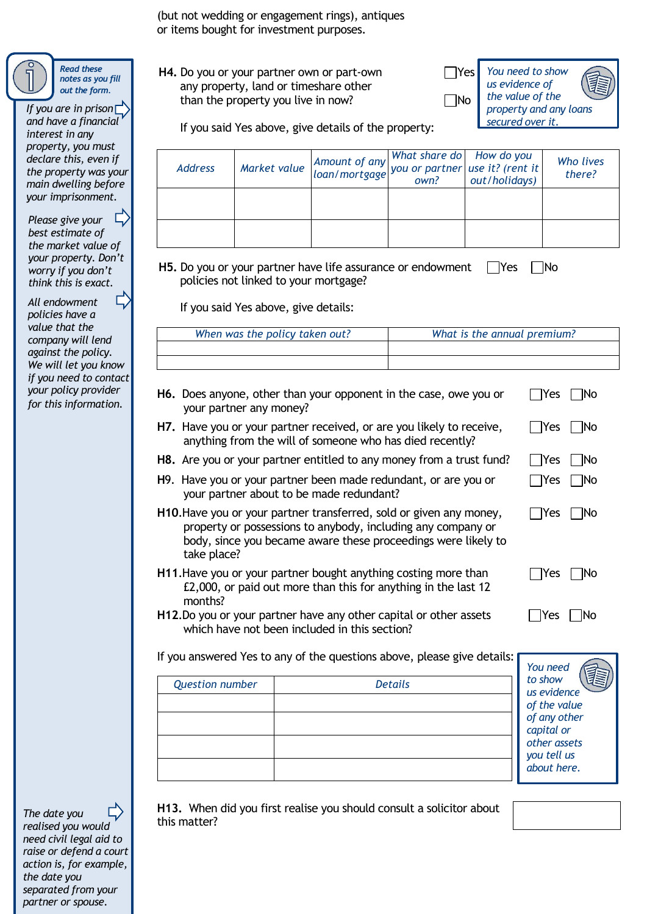(but not wedding or engagement rings), antiques or items bought for investment purposes.

*Read these notes as you fill out the form.*

*If you are in prison and have a financial interest in any property, you must declare this, even if the property was your main dwelling before your imprisonment.*

*Please give your best estimate of the market value of your property. Don't worry if you don't think this is exact.*

*All endowment policies have a value that the company will lend against the policy. We will let you know if you need to contact your policy provider for this information.*

**H4.** Do you or your partner own or part-own any property, land or timeshare other than the property you live in now? ☐ Yes ☐ No

*You need to show us evidence of the value of the property and any loans secured over it.*

If you said Yes above, give details of the property:

| *Address* | *Market value* | *Amount of any loan/mortgage* | *What share do you or partner own?* | *How do you use it? (rent it out/holidays)* | *Who lives there?* |
|---|---|---|---|---|---|
| | | | | | |
| | | | | | |

**H5.** Do you or your partner have life assurance or endowment policies not linked to your mortgage? ☐ Yes ☐ No

If you said Yes above, give details:

| *When was the policy taken out?* | *What is the annual premium?* |
|---|---|
| | |
| | |

**H6.** Does anyone, other than your opponent in the case, owe you or your partner any money? ☐ Yes ☐ No

**H7.** Have you or your partner received, or are you likely to receive, anything from the will of someone who has died recently? ☐ Yes ☐ No

**H8.** Are you or your partner entitled to any money from a trust fund? ☐ Yes ☐ No

**H9.** Have you or your partner been made redundant, or are you or your partner about to be made redundant? ☐ Yes ☐ No

**H10.** Have you or your partner transferred, sold or given any money, property or possessions to anybody, including any company or body, since you became aware these proceedings were likely to take place? ☐ Yes ☐ No

**H11.** Have you or your partner bought anything costing more than £2,000, or paid out more than this for anything in the last 12 months? ☐ Yes ☐ No

**H12.** Do you or your partner have any other capital or other assets which have not been included in this section? ☐ Yes ☐ No

If you answered Yes to any of the questions above, please give details:

| *Question number* | *Details* |
|---|---|
| | |
| | |
| | |
| | |

*You need to show us evidence of the value of any other capital or other assets you tell us about here.*

*The date you realised you would need civil legal aid to raise or defend a court action is, for example, the date you separated from your partner or spouse.*

**H13.** When did you first realise you should consult a solicitor about this matter? ☐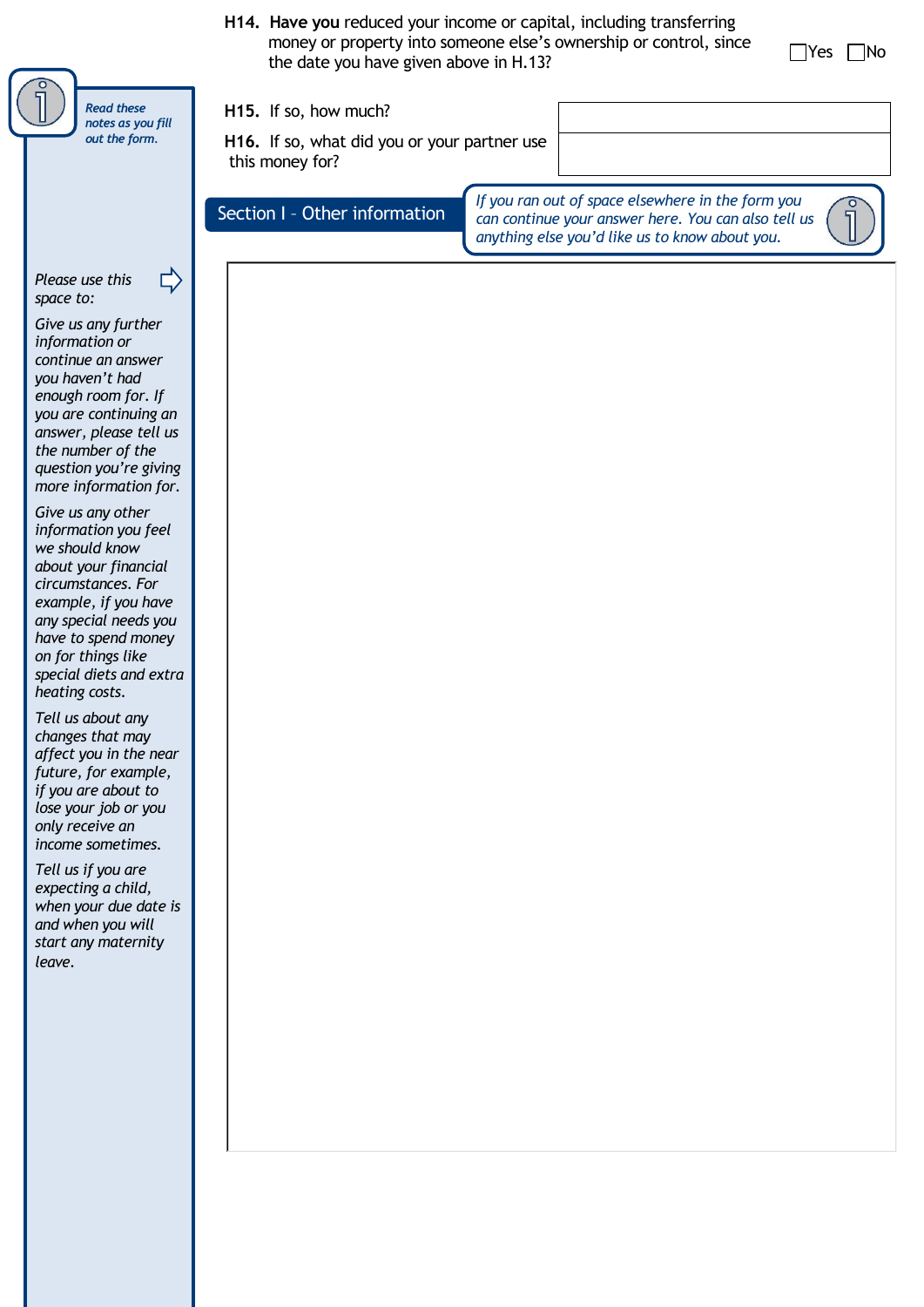**H14. Have you** reduced your income or capital, including transferring money or property into someone else's ownership or control, since the date you have given above in H.13? ☐Yes ☐No

*Read these notes as you fill out the form.*

**H15.** If so, how much?

**H16.** If so, what did you or your partner use this money for?

## Section I – Other information

*If you ran out of space elsewhere in the form you can continue your answer here. You can also tell us anything else you'd like us to know about you.*

*Please use this space to:*

*Give us any further information or continue an answer you haven't had enough room for. If you are continuing an answer, please tell us the number of the question you're giving more information for.*

*Give us any other information you feel we should know about your financial circumstances. For example, if you have any special needs you have to spend money on for things like special diets and extra heating costs.*

*Tell us about any changes that may affect you in the near future, for example, if you are about to lose your job or you only receive an income sometimes.*

*Tell us if you are expecting a child, when your due date is and when you will start any maternity leave.*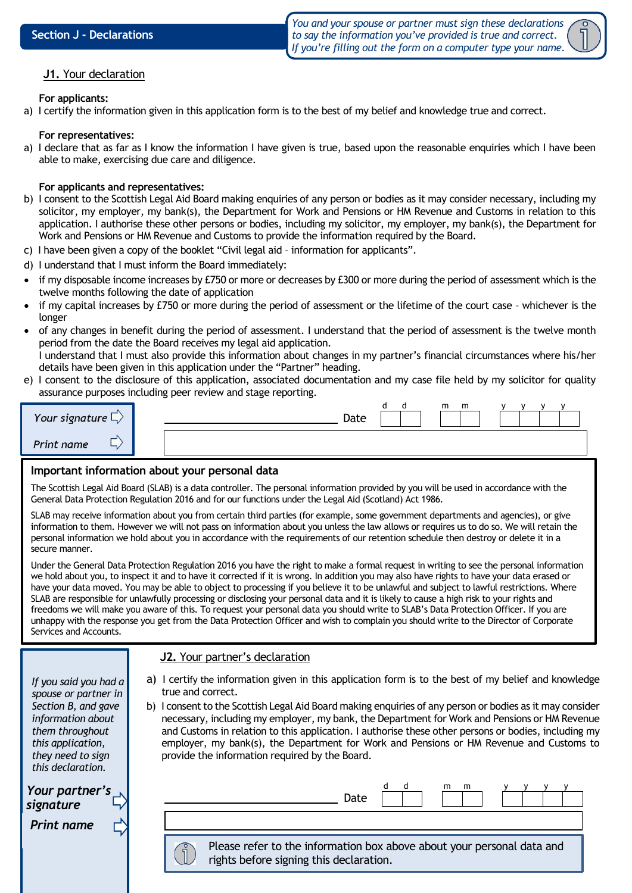## Section J - Declarations

*You and your spouse or partner must sign these declarations to say the information you've provided is true and correct. If you're filling out the form on a computer type your name.*

### J1. Your declaration

**For applicants:**

a) I certify the information given in this application form is to the best of my belief and knowledge true and correct.

**For representatives:**

a) I declare that as far as I know the information I have given is true, based upon the reasonable enquiries which I have been able to make, exercising due care and diligence.

**For applicants and representatives:**

b) I consent to the Scottish Legal Aid Board making enquiries of any person or bodies as it may consider necessary, including my solicitor, my employer, my bank(s), the Department for Work and Pensions or HM Revenue and Customs in relation to this application. I authorise these other persons or bodies, including my solicitor, my employer, my bank(s), the Department for Work and Pensions or HM Revenue and Customs to provide the information required by the Board.

c) I have been given a copy of the booklet "Civil legal aid – information for applicants".

d) I understand that I must inform the Board immediately:

- if my disposable income increases by £750 or more or decreases by £300 or more during the period of assessment which is the twelve months following the date of application
- if my capital increases by £750 or more during the period of assessment or the lifetime of the court case – whichever is the longer
- of any changes in benefit during the period of assessment. I understand that the period of assessment is the twelve month period from the date the Board receives my legal aid application.
  I understand that I must also provide this information about changes in my partner's financial circumstances where his/her details have been given in this application under the "Partner" heading.

e) I consent to the disclosure of this application, associated documentation and my case file held by my solicitor for quality assurance purposes including peer review and stage reporting.

*Your signature* ______________________ Date d d / m m / y y y y

*Print name* ______________________

**Important information about your personal data**

The Scottish Legal Aid Board (SLAB) is a data controller. The personal information provided by you will be used in accordance with the General Data Protection Regulation 2016 and for our functions under the Legal Aid (Scotland) Act 1986.

SLAB may receive information about you from certain third parties (for example, some government departments and agencies), or give information to them. However we will not pass on information about you unless the law allows or requires us to do so. We will retain the personal information we hold about you in accordance with the requirements of our retention schedule then destroy or delete it in a secure manner.

Under the General Data Protection Regulation 2016 you have the right to make a formal request in writing to see the personal information we hold about you, to inspect it and to have it corrected if it is wrong. In addition you may also have rights to have your data erased or have your data moved. You may be able to object to processing if you believe it to be unlawful and subject to lawful restrictions. Where SLAB are responsible for unlawfully processing or disclosing your personal data and it is likely to cause a high risk to your rights and freedoms we will make you aware of this. To request your personal data you should write to SLAB's Data Protection Officer. If you are unhappy with the response you get from the Data Protection Officer and wish to complain you should write to the Director of Corporate Services and Accounts.

### J2. Your partner's declaration

*If you said you had a spouse or partner in Section B, and gave information about them throughout this application, they need to sign this declaration.*

a) I certify the information given in this application form is to the best of my belief and knowledge true and correct.

b) I consent to the Scottish Legal Aid Board making enquiries of any person or bodies as it may consider necessary, including my employer, my bank, the Department for Work and Pensions or HM Revenue and Customs in relation to this application. I authorise these other persons or bodies, including my employer, my bank(s), the Department for Work and Pensions or HM Revenue and Customs to provide the information required by the Board.

***Your partner's signature*** ______________________ Date d d / m m / y y y y

***Print name*** ______________________

Please refer to the information box above about your personal data and rights before signing this declaration.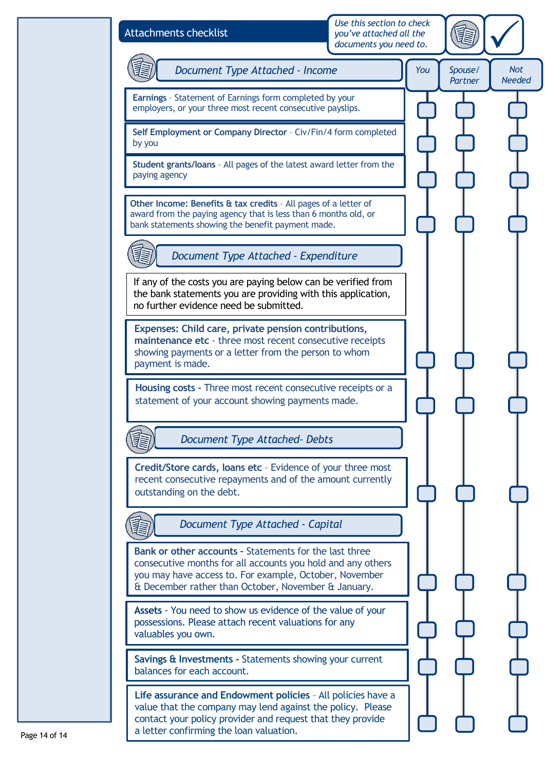## Attachments checklist

*Use this section to check you've attached all the documents you need to.*

| *Document Type Attached - Income* | *You* | *Spouse/ Partner* | *Not Needed* |
|---|---|---|---|
| **Earnings** - Statement of Earnings form completed by your employers, or your three most recent consecutive payslips. | ☐ | ☐ | ☐ |
| **Self Employment or Company Director** - Civ/Fin/4 form completed by you | ☐ | ☐ | ☐ |
| **Student grants/loans** - All pages of the latest award letter from the paying agency | ☐ | ☐ | ☐ |
| **Other Income: Benefits & tax credits** - All pages of a letter of award from the paying agency that is less than 6 months old, or bank statements showing the benefit payment made. | ☐ | ☐ | ☐ |
| ***Document Type Attached - Expenditure*** | | | |
| If any of the costs you are paying below can be verified from the bank statements you are providing with this application, no further evidence need be submitted. | | | |
| **Expenses: Child care, private pension contributions, maintenance etc** - three most recent consecutive receipts showing payments or a letter from the person to whom payment is made. | ☐ | ☐ | ☐ |
| **Housing costs** - Three most recent consecutive receipts or a statement of your account showing payments made. | ☐ | ☐ | ☐ |
| ***Document Type Attached- Debts*** | | | |
| **Credit/Store cards, loans etc** - Evidence of your three most recent consecutive repayments and of the amount currently outstanding on the debt. | ☐ | ☐ | ☐ |
| ***Document Type Attached - Capital*** | | | |
| **Bank or other accounts** - Statements for the last three consecutive months for all accounts you hold and any others you may have access to. For example, October, November & December rather than October, November & January. | ☐ | ☐ | ☐ |
| **Assets** - You need to show us evidence of the value of your possessions. Please attach recent valuations for any valuables you own. | ☐ | ☐ | ☐ |
| **Savings & Investments** - Statements showing your current balances for each account. | ☐ | ☐ | ☐ |
| **Life assurance and Endowment policies** - All policies have a value that the company may lend against the policy. Please contact your policy provider and request that they provide a letter confirming the loan valuation. | ☐ | ☐ | ☐ |